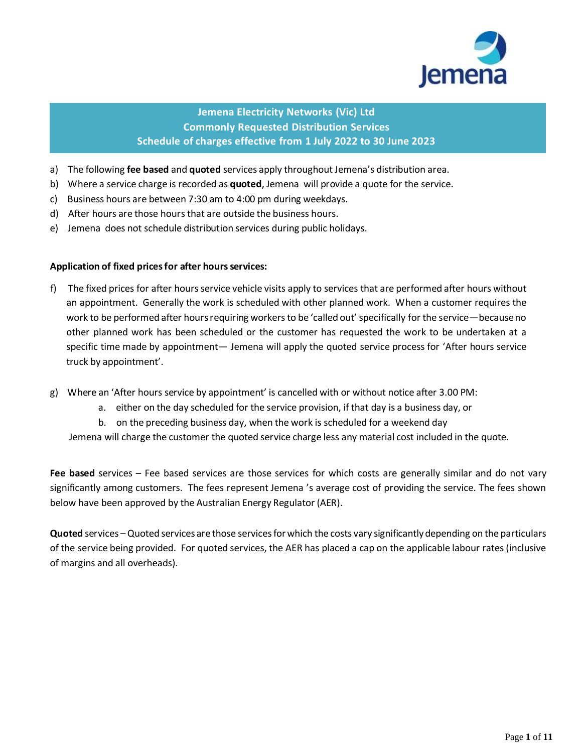# Jemena Electricity Networks (Vic) Ltd
## Commonly Requested Distribution Services
## Schedule of charges effective from 1 July 2022 to 30 June 2023

a) The following **fee based** and **quoted** services apply throughout Jemena's distribution area.
b) Where a service charge is recorded as **quoted**, Jemena will provide a quote for the service.
c) Business hours are between 7:30 am to 4:00 pm during weekdays.
d) After hours are those hours that are outside the business hours.
e) Jemena does not schedule distribution services during public holidays.

**Application of fixed prices for after hours services:**

f) The fixed prices for after hours service vehicle visits apply to services that are performed after hours without an appointment. Generally the work is scheduled with other planned work. When a customer requires the work to be performed after hours requiring workers to be 'called out' specifically for the service—because no other planned work has been scheduled or the customer has requested the work to be undertaken at a specific time made by appointment— Jemena will apply the quoted service process for 'After hours service truck by appointment'.

g) Where an 'After hours service by appointment' is cancelled with or without notice after 3.00 PM:
   a. either on the day scheduled for the service provision, if that day is a business day, or
   b. on the preceding business day, when the work is scheduled for a weekend day

   Jemena will charge the customer the quoted service charge less any material cost included in the quote.

**Fee based** services – Fee based services are those services for which costs are generally similar and do not vary significantly among customers. The fees represent Jemena 's average cost of providing the service. The fees shown below have been approved by the Australian Energy Regulator (AER).

**Quoted** services – Quoted services are those services for which the costs vary significantly depending on the particulars of the service being provided. For quoted services, the AER has placed a cap on the applicable labour rates (inclusive of margins and all overheads).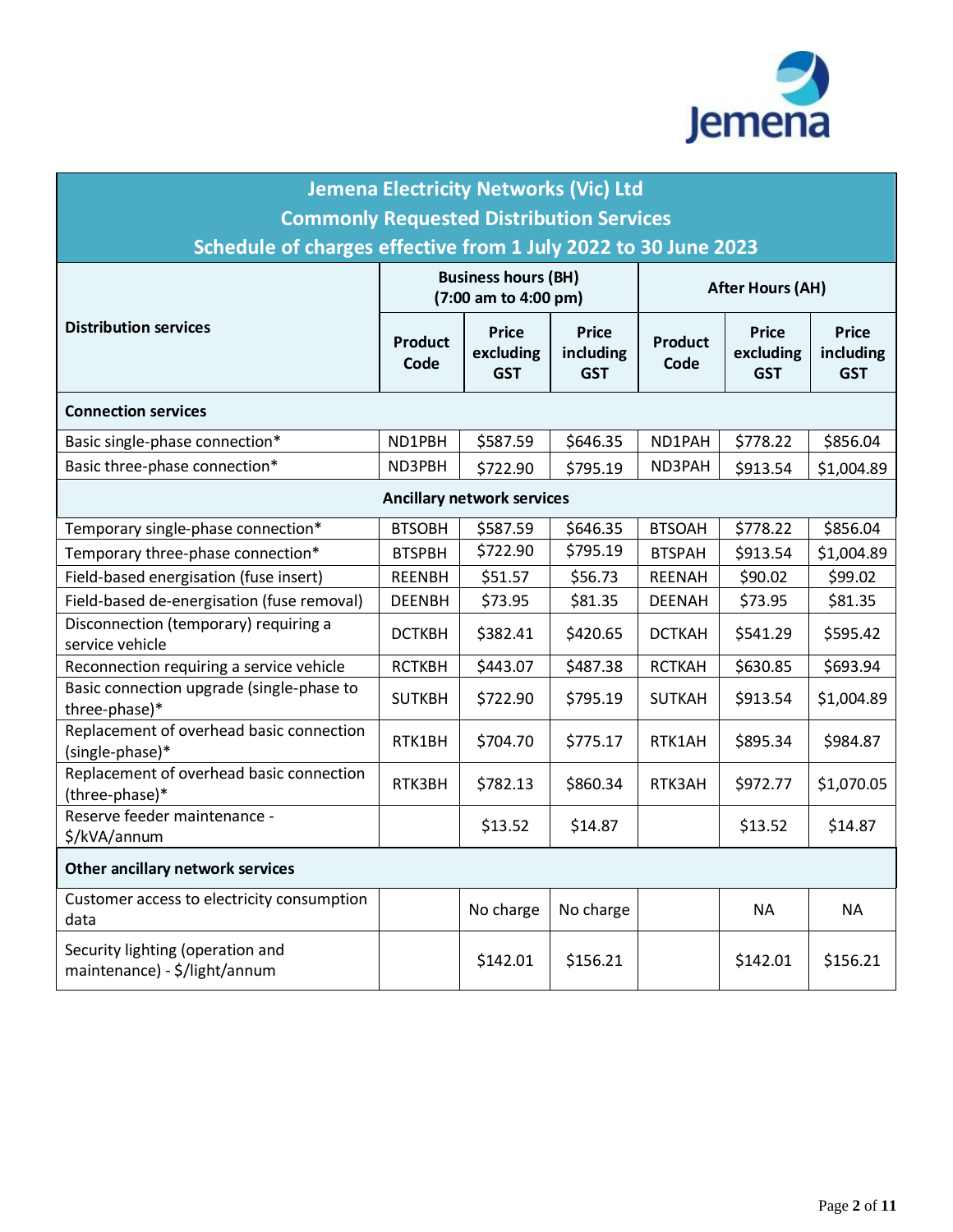## Jemena Electricity Networks (Vic) Ltd
## Commonly Requested Distribution Services
## Schedule of charges effective from 1 July 2022 to 30 June 2023

| Distribution services | Business hours (BH) (7:00 am to 4:00 pm) | | | After Hours (AH) | | |
|---|---|---|---|---|---|---|
| | Product Code | Price excluding GST | Price including GST | Product Code | Price excluding GST | Price including GST |
| **Connection services** | | | | | | |
| Basic single-phase connection* | ND1PBH | $587.59 | $646.35 | ND1PAH | $778.22 | $856.04 |
| Basic three-phase connection* | ND3PBH | $722.90 | $795.19 | ND3PAH | $913.54 | $1,004.89 |
| **Ancillary network services** | | | | | | |
| Temporary single-phase connection* | BTSOBH | $587.59 | $646.35 | BTSOAH | $778.22 | $856.04 |
| Temporary three-phase connection* | BTSPBH | $722.90 | $795.19 | BTSPAH | $913.54 | $1,004.89 |
| Field-based energisation (fuse insert) | REENBH | $51.57 | $56.73 | REENAH | $90.02 | $99.02 |
| Field-based de-energisation (fuse removal) | DEENBH | $73.95 | $81.35 | DEENAH | $73.95 | $81.35 |
| Disconnection (temporary) requiring a service vehicle | DCTKBH | $382.41 | $420.65 | DCTKAH | $541.29 | $595.42 |
| Reconnection requiring a service vehicle | RCTKBH | $443.07 | $487.38 | RCTKAH | $630.85 | $693.94 |
| Basic connection upgrade (single-phase to three-phase)* | SUTKBH | $722.90 | $795.19 | SUTKAH | $913.54 | $1,004.89 |
| Replacement of overhead basic connection (single-phase)* | RTK1BH | $704.70 | $775.17 | RTK1AH | $895.34 | $984.87 |
| Replacement of overhead basic connection (three-phase)* | RTK3BH | $782.13 | $860.34 | RTK3AH | $972.77 | $1,070.05 |
| Reserve feeder maintenance - $/kVA/annum | | $13.52 | $14.87 | | $13.52 | $14.87 |
| **Other ancillary network services** | | | | | | |
| Customer access to electricity consumption data | | No charge | No charge | | NA | NA |
| Security lighting (operation and maintenance) - $/light/annum | | $142.01 | $156.21 | | $142.01 | $156.21 |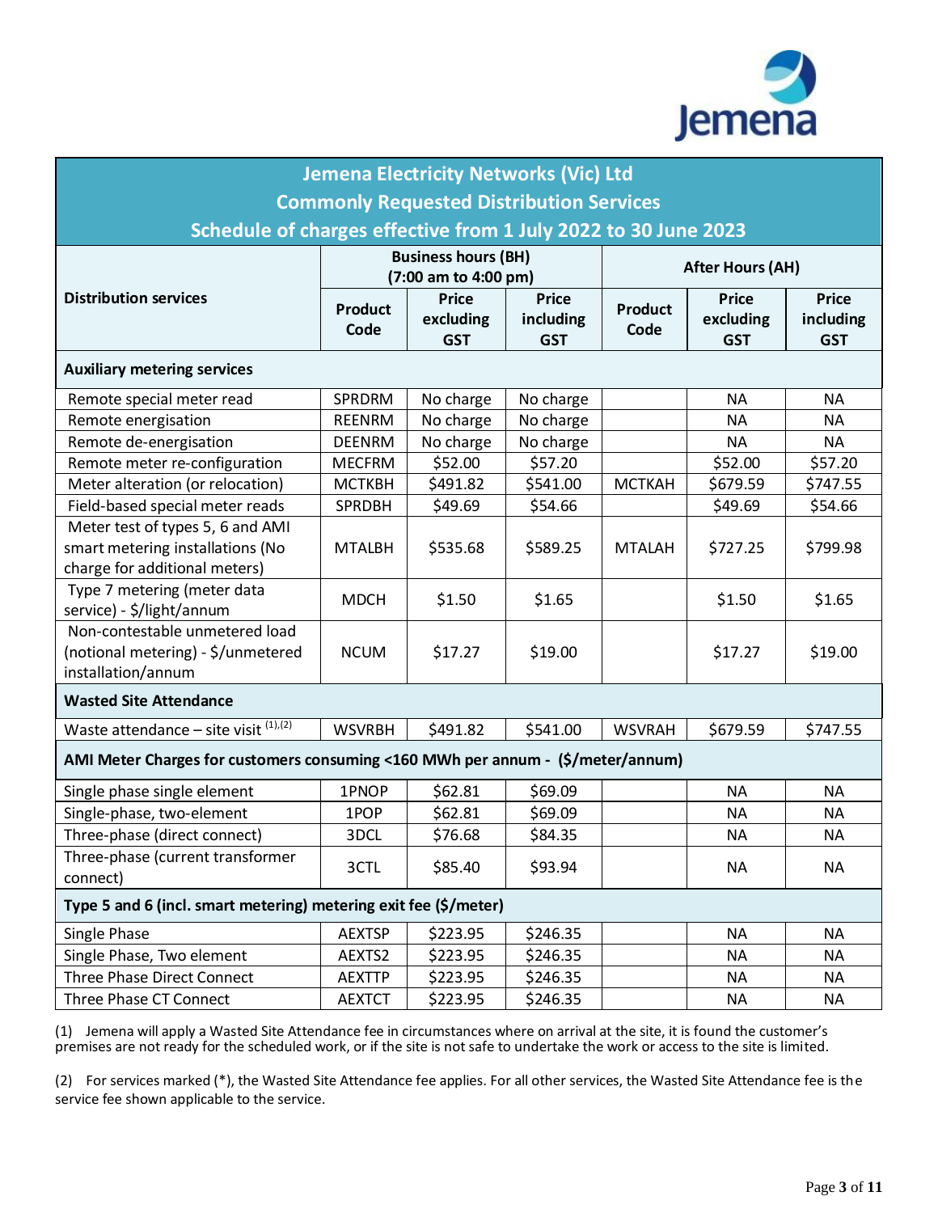| Jemena Electricity Networks (Vic) Ltd<br>Commonly Requested Distribution Services<br>Schedule of charges effective from 1 July 2022 to 30 June 2023 | | | | | | |
|---|---|---|---|---|---|---|
| Distribution services | Business hours (BH) (7:00 am to 4:00 pm) | | | After Hours (AH) | | |
| | Product Code | Price excluding GST | Price including GST | Product Code | Price excluding GST | Price including GST |
| **Auxiliary metering services** | | | | | | |
| Remote special meter read | SPRDRM | No charge | No charge | | NA | NA |
| Remote energisation | REENRM | No charge | No charge | | NA | NA |
| Remote de-energisation | DEENRM | No charge | No charge | | NA | NA |
| Remote meter re-configuration | MECFRM | $52.00 | $57.20 | | $52.00 | $57.20 |
| Meter alteration (or relocation) | MCTKBH | $491.82 | $541.00 | MCTKAH | $679.59 | $747.55 |
| Field-based special meter reads | SPRDBH | $49.69 | $54.66 | | $49.69 | $54.66 |
| Meter test of types 5, 6 and AMI smart metering installations (No charge for additional meters) | MTALBH | $535.68 | $589.25 | MTALAH | $727.25 | $799.98 |
| Type 7 metering (meter data service) - $/light/annum | MDCH | $1.50 | $1.65 | | $1.50 | $1.65 |
| Non-contestable unmetered load (notional metering) - $/unmetered installation/annum | NCUM | $17.27 | $19.00 | | $17.27 | $19.00 |
| **Wasted Site Attendance** | | | | | | |
| Waste attendance – site visit (1),(2) | WSVRBH | $491.82 | $541.00 | WSVRAH | $679.59 | $747.55 |
| **AMI Meter Charges for customers consuming <160 MWh per annum - ($/meter/annum)** | | | | | | |
| Single phase single element | 1PNOP | $62.81 | $69.09 | | NA | NA |
| Single-phase, two-element | 1POP | $62.81 | $69.09 | | NA | NA |
| Three-phase (direct connect) | 3DCL | $76.68 | $84.35 | | NA | NA |
| Three-phase (current transformer connect) | 3CTL | $85.40 | $93.94 | | NA | NA |
| **Type 5 and 6 (incl. smart metering) metering exit fee ($/meter)** | | | | | | |
| Single Phase | AEXTSP | $223.95 | $246.35 | | NA | NA |
| Single Phase, Two element | AEXTS2 | $223.95 | $246.35 | | NA | NA |
| Three Phase Direct Connect | AEXTTP | $223.95 | $246.35 | | NA | NA |
| Three Phase CT Connect | AEXTCT | $223.95 | $246.35 | | NA | NA |

(1) Jemena will apply a Wasted Site Attendance fee in circumstances where on arrival at the site, it is found the customer's premises are not ready for the scheduled work, or if the site is not safe to undertake the work or access to the site is limited.

(2) For services marked (*), the Wasted Site Attendance fee applies. For all other services, the Wasted Site Attendance fee is the service fee shown applicable to the service.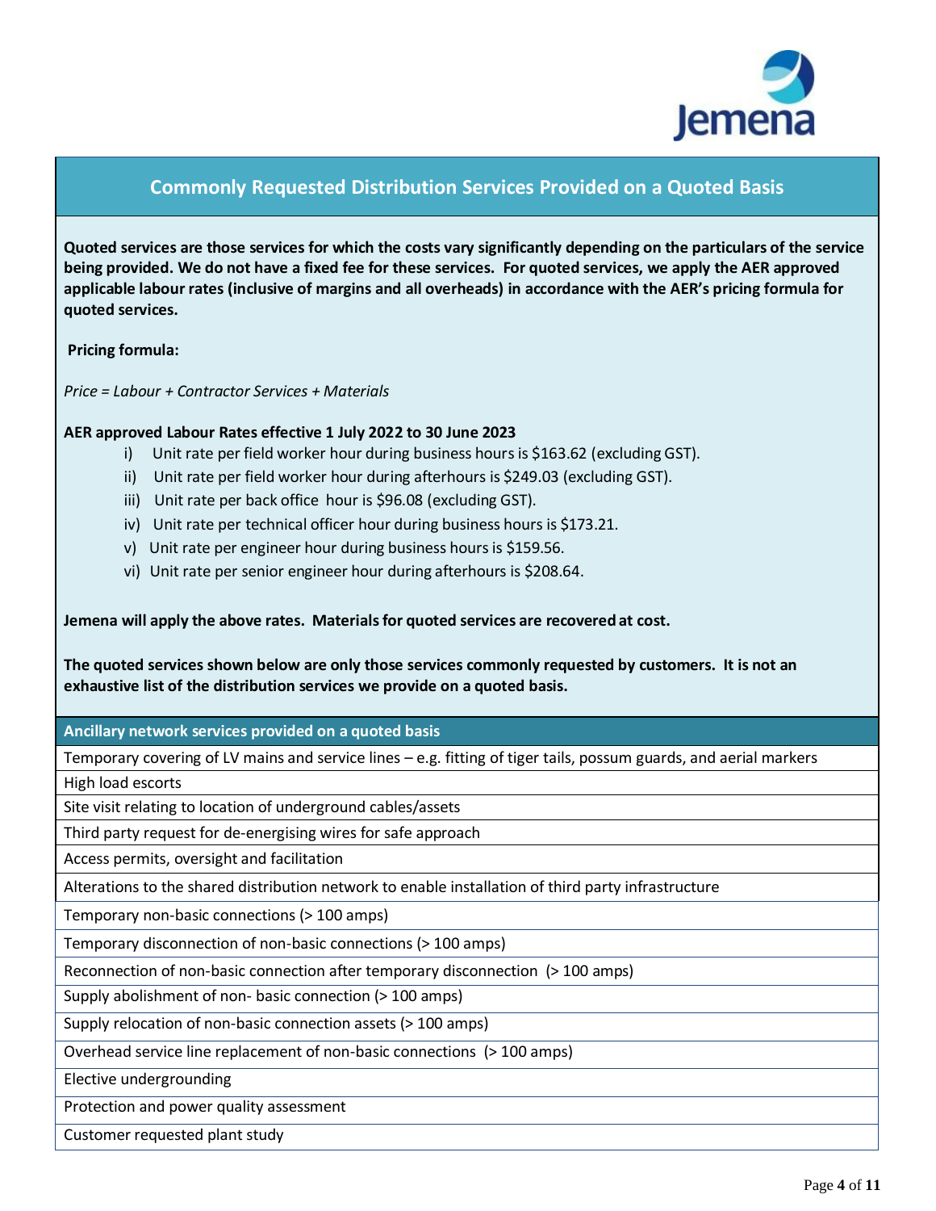## Commonly Requested Distribution Services Provided on a Quoted Basis

**Quoted services are those services for which the costs vary significantly depending on the particulars of the service being provided. We do not have a fixed fee for these services. For quoted services, we apply the AER approved applicable labour rates (inclusive of margins and all overheads) in accordance with the AER's pricing formula for quoted services.**

**Pricing formula:**

*Price = Labour + Contractor Services + Materials*

**AER approved Labour Rates effective 1 July 2022 to 30 June 2023**

i) Unit rate per field worker hour during business hours is $163.62 (excluding GST).
ii) Unit rate per field worker hour during afterhours is $249.03 (excluding GST).
iii) Unit rate per back office hour is $96.08 (excluding GST).
iv) Unit rate per technical officer hour during business hours is $173.21.
v) Unit rate per engineer hour during business hours is $159.56.
vi) Unit rate per senior engineer hour during afterhours is $208.64.

**Jemena will apply the above rates. Materials for quoted services are recovered at cost.**

**The quoted services shown below are only those services commonly requested by customers. It is not an exhaustive list of the distribution services we provide on a quoted basis.**

| Ancillary network services provided on a quoted basis |
|---|
| Temporary covering of LV mains and service lines – e.g. fitting of tiger tails, possum guards, and aerial markers |
| High load escorts |
| Site visit relating to location of underground cables/assets |
| Third party request for de-energising wires for safe approach |
| Access permits, oversight and facilitation |
| Alterations to the shared distribution network to enable installation of third party infrastructure |
| Temporary non-basic connections (> 100 amps) |
| Temporary disconnection of non-basic connections (> 100 amps) |
| Reconnection of non-basic connection after temporary disconnection (> 100 amps) |
| Supply abolishment of non- basic connection (> 100 amps) |
| Supply relocation of non-basic connection assets (> 100 amps) |
| Overhead service line replacement of non-basic connections (> 100 amps) |
| Elective undergrounding |
| Protection and power quality assessment |
| Customer requested plant study |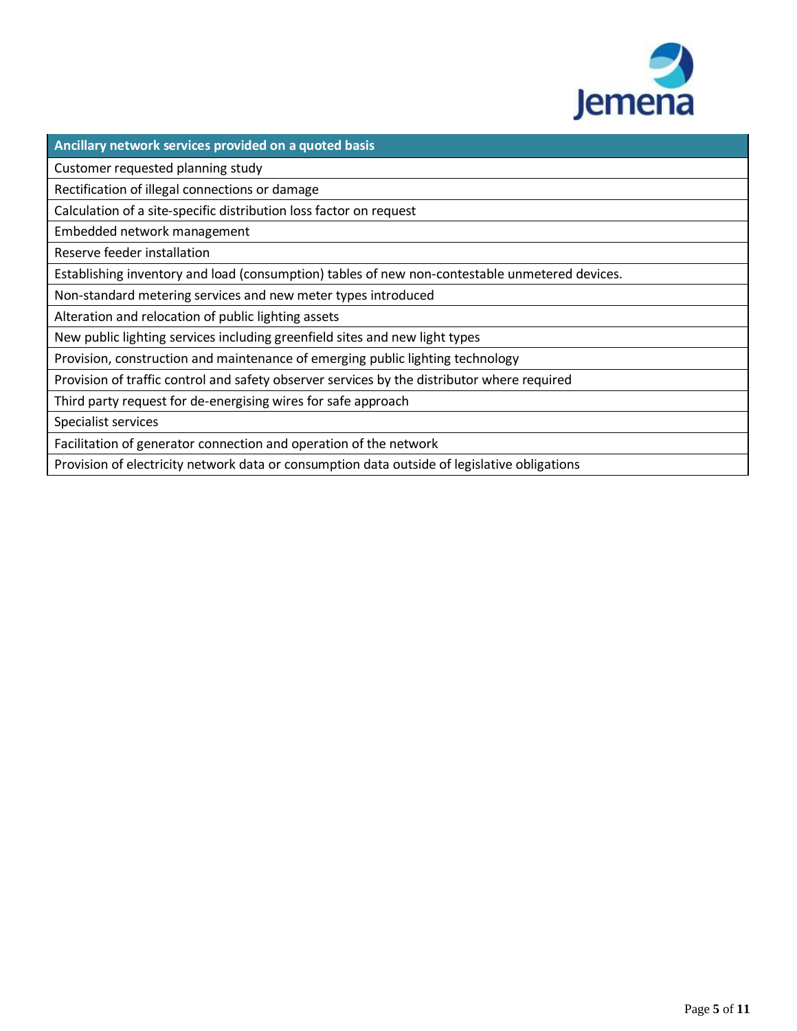| Ancillary network services provided on a quoted basis |
|---|
| Customer requested planning study |
| Rectification of illegal connections or damage |
| Calculation of a site-specific distribution loss factor on request |
| Embedded network management |
| Reserve feeder installation |
| Establishing inventory and load (consumption) tables of new non-contestable unmetered devices. |
| Non-standard metering services and new meter types introduced |
| Alteration and relocation of public lighting assets |
| New public lighting services including greenfield sites and new light types |
| Provision, construction and maintenance of emerging public lighting technology |
| Provision of traffic control and safety observer services by the distributor where required |
| Third party request for de-energising wires for safe approach |
| Specialist services |
| Facilitation of generator connection and operation of the network |
| Provision of electricity network data or consumption data outside of legislative obligations |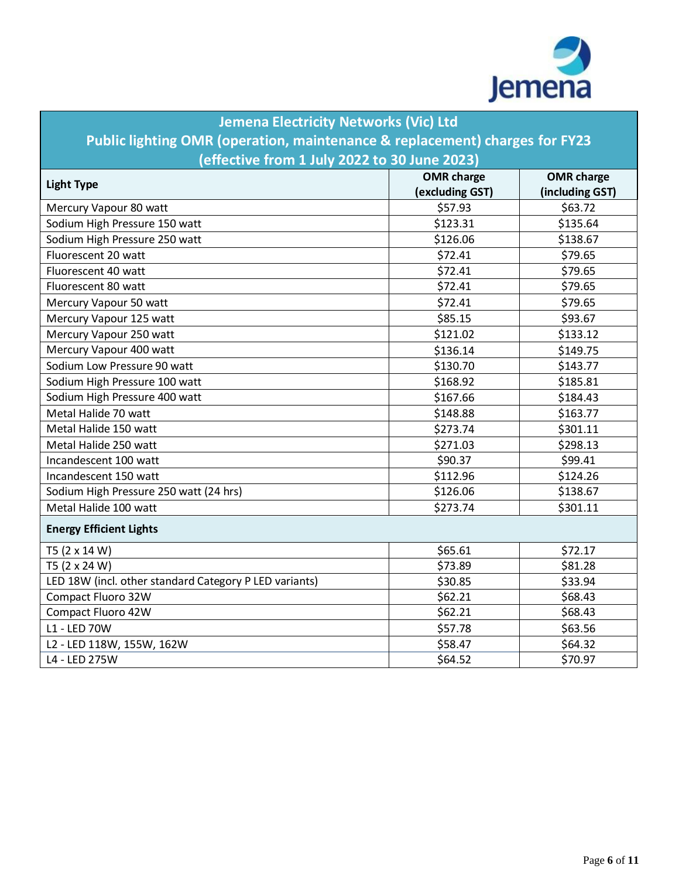## Jemena Electricity Networks (Vic) Ltd
## Public lighting OMR (operation, maintenance & replacement) charges for FY23
## (effective from 1 July 2022 to 30 June 2023)

| Light Type | OMR charge (excluding GST) | OMR charge (including GST) |
|---|---|---|
| Mercury Vapour 80 watt | $57.93 | $63.72 |
| Sodium High Pressure 150 watt | $123.31 | $135.64 |
| Sodium High Pressure 250 watt | $126.06 | $138.67 |
| Fluorescent 20 watt | $72.41 | $79.65 |
| Fluorescent 40 watt | $72.41 | $79.65 |
| Fluorescent 80 watt | $72.41 | $79.65 |
| Mercury Vapour 50 watt | $72.41 | $79.65 |
| Mercury Vapour 125 watt | $85.15 | $93.67 |
| Mercury Vapour 250 watt | $121.02 | $133.12 |
| Mercury Vapour 400 watt | $136.14 | $149.75 |
| Sodium Low Pressure 90 watt | $130.70 | $143.77 |
| Sodium High Pressure 100 watt | $168.92 | $185.81 |
| Sodium High Pressure 400 watt | $167.66 | $184.43 |
| Metal Halide 70 watt | $148.88 | $163.77 |
| Metal Halide 150 watt | $273.74 | $301.11 |
| Metal Halide 250 watt | $271.03 | $298.13 |
| Incandescent 100 watt | $90.37 | $99.41 |
| Incandescent 150 watt | $112.96 | $124.26 |
| Sodium High Pressure 250 watt (24 hrs) | $126.06 | $138.67 |
| Metal Halide 100 watt | $273.74 | $301.11 |
| **Energy Efficient Lights** | | |
| T5 (2 x 14 W) | $65.61 | $72.17 |
| T5 (2 x 24 W) | $73.89 | $81.28 |
| LED 18W (incl. other standard Category P LED variants) | $30.85 | $33.94 |
| Compact Fluoro 32W | $62.21 | $68.43 |
| Compact Fluoro 42W | $62.21 | $68.43 |
| L1 - LED 70W | $57.78 | $63.56 |
| L2 - LED 118W, 155W, 162W | $58.47 | $64.32 |
| L4 - LED 275W | $64.52 | $70.97 |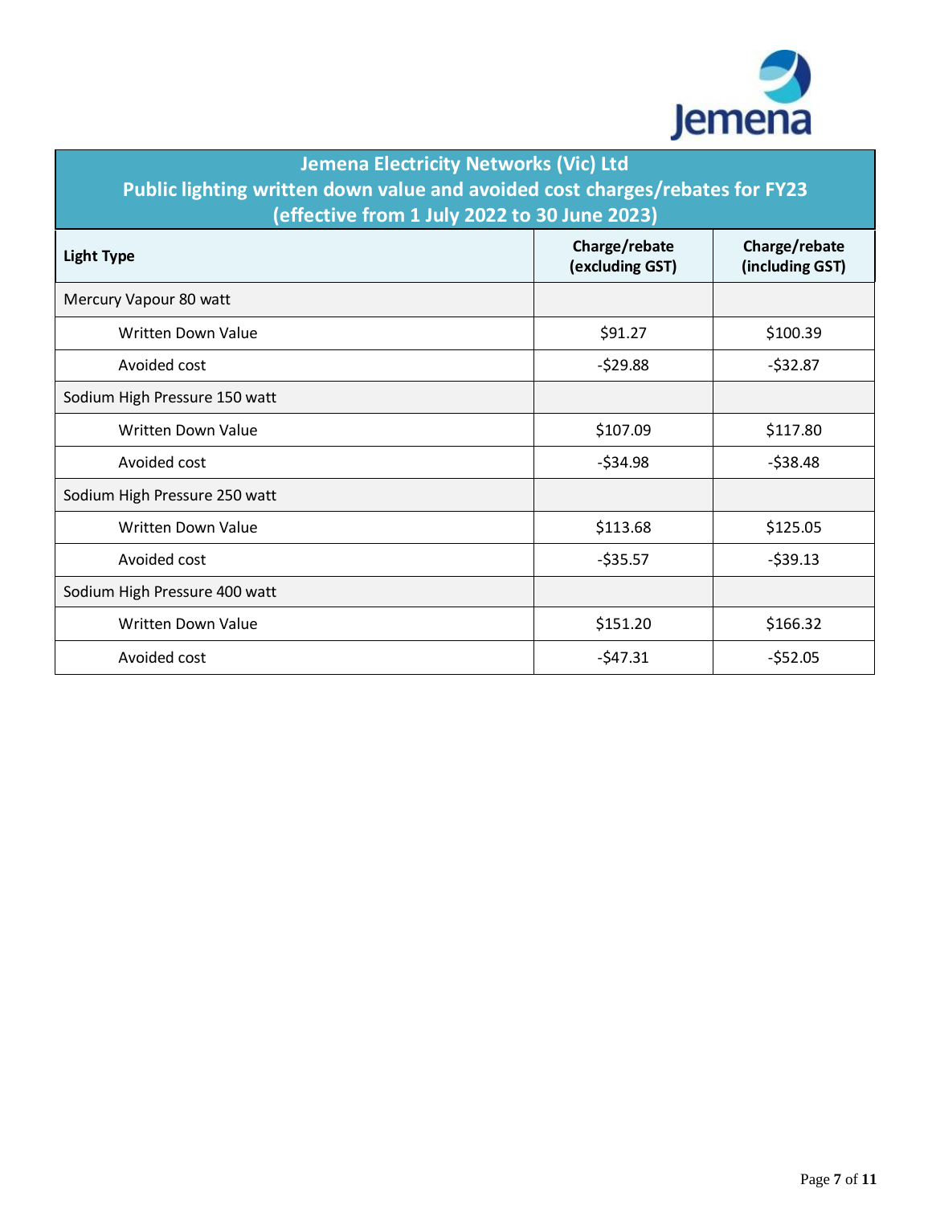## Jemena Electricity Networks (Vic) Ltd
## Public lighting written down value and avoided cost charges/rebates for FY23
## (effective from 1 July 2022 to 30 June 2023)

| Light Type | Charge/rebate (excluding GST) | Charge/rebate (including GST) |
|---|---|---|
| Mercury Vapour 80 watt | | |
| Written Down Value | $91.27 | $100.39 |
| Avoided cost | -$29.88 | -$32.87 |
| Sodium High Pressure 150 watt | | |
| Written Down Value | $107.09 | $117.80 |
| Avoided cost | -$34.98 | -$38.48 |
| Sodium High Pressure 250 watt | | |
| Written Down Value | $113.68 | $125.05 |
| Avoided cost | -$35.57 | -$39.13 |
| Sodium High Pressure 400 watt | | |
| Written Down Value | $151.20 | $166.32 |
| Avoided cost | -$47.31 | -$52.05 |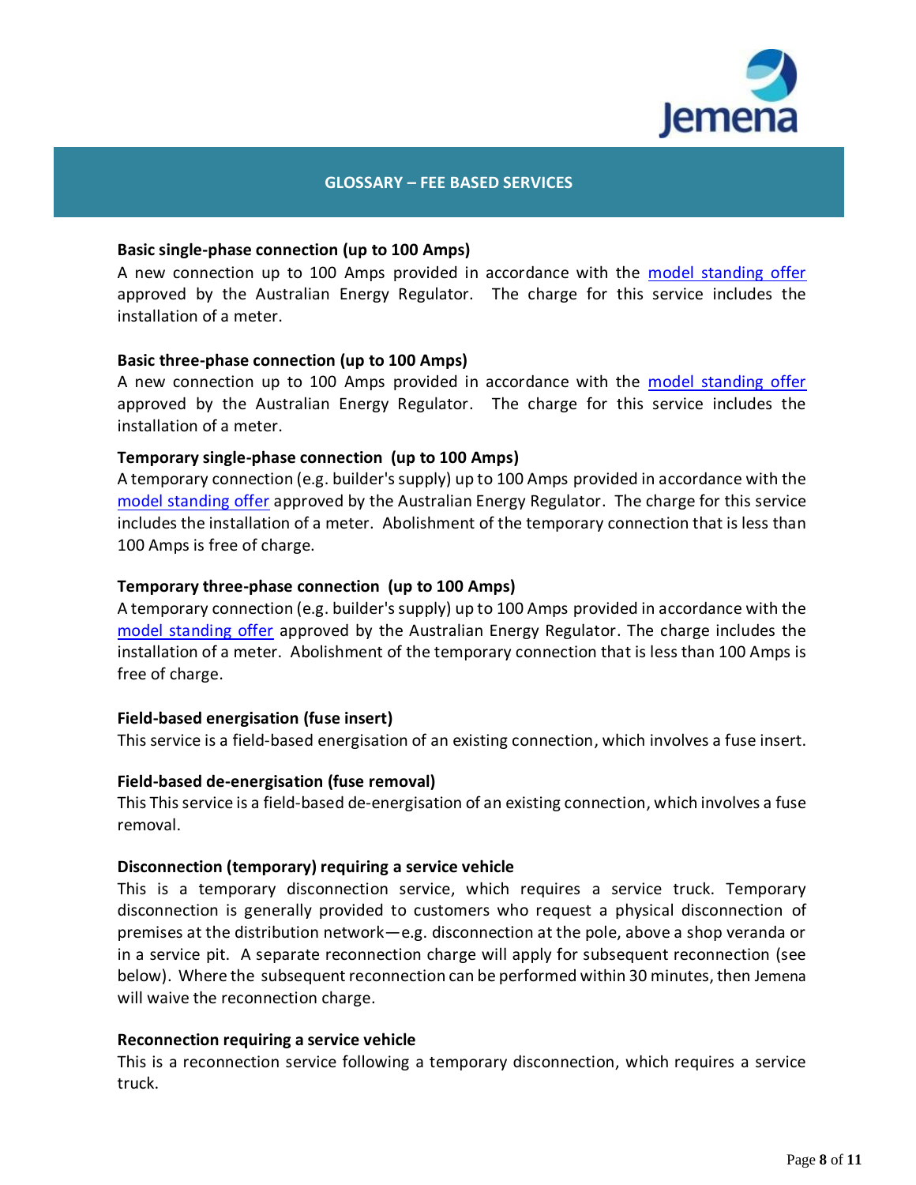## GLOSSARY – FEE BASED SERVICES

**Basic single-phase connection (up to 100 Amps)**

A new connection up to 100 Amps provided in accordance with the model standing offer approved by the Australian Energy Regulator. The charge for this service includes the installation of a meter.

**Basic three-phase connection (up to 100 Amps)**

A new connection up to 100 Amps provided in accordance with the model standing offer approved by the Australian Energy Regulator. The charge for this service includes the installation of a meter.

**Temporary single-phase connection (up to 100 Amps)**

A temporary connection (e.g. builder's supply) up to 100 Amps provided in accordance with the model standing offer approved by the Australian Energy Regulator. The charge for this service includes the installation of a meter. Abolishment of the temporary connection that is less than 100 Amps is free of charge.

**Temporary three-phase connection (up to 100 Amps)**

A temporary connection (e.g. builder's supply) up to 100 Amps provided in accordance with the model standing offer approved by the Australian Energy Regulator. The charge includes the installation of a meter. Abolishment of the temporary connection that is less than 100 Amps is free of charge.

**Field-based energisation (fuse insert)**

This service is a field-based energisation of an existing connection, which involves a fuse insert.

**Field-based de-energisation (fuse removal)**

This This service is a field-based de-energisation of an existing connection, which involves a fuse removal.

**Disconnection (temporary) requiring a service vehicle**

This is a temporary disconnection service, which requires a service truck. Temporary disconnection is generally provided to customers who request a physical disconnection of premises at the distribution network—e.g. disconnection at the pole, above a shop veranda or in a service pit. A separate reconnection charge will apply for subsequent reconnection (see below). Where the subsequent reconnection can be performed within 30 minutes, then Jemena will waive the reconnection charge.

**Reconnection requiring a service vehicle**

This is a reconnection service following a temporary disconnection, which requires a service truck.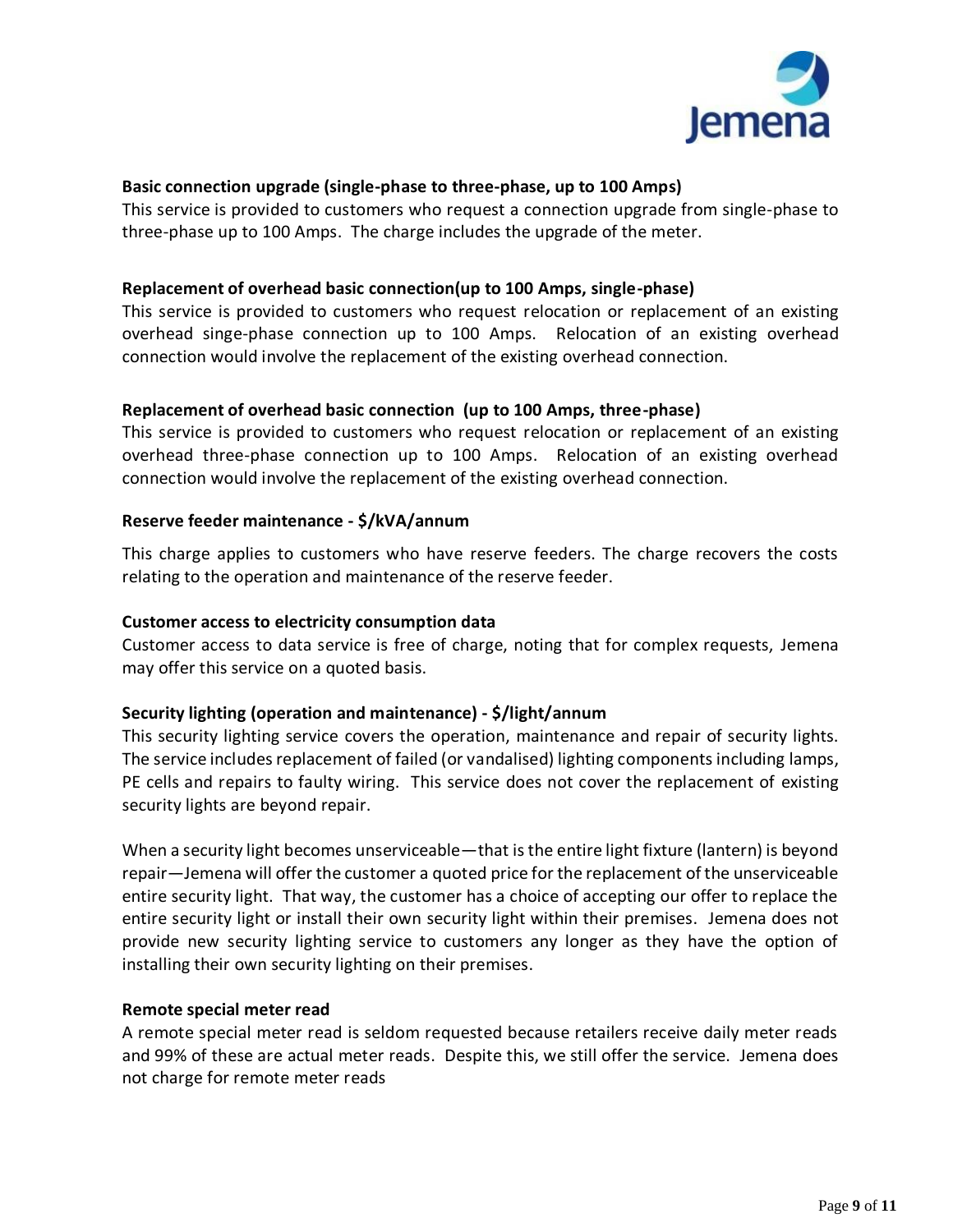**Basic connection upgrade (single-phase to three-phase, up to 100 Amps)**

This service is provided to customers who request a connection upgrade from single-phase to three-phase up to 100 Amps. The charge includes the upgrade of the meter.

**Replacement of overhead basic connection(up to 100 Amps, single-phase)**

This service is provided to customers who request relocation or replacement of an existing overhead singe-phase connection up to 100 Amps. Relocation of an existing overhead connection would involve the replacement of the existing overhead connection.

**Replacement of overhead basic connection (up to 100 Amps, three-phase)**

This service is provided to customers who request relocation or replacement of an existing overhead three-phase connection up to 100 Amps. Relocation of an existing overhead connection would involve the replacement of the existing overhead connection.

**Reserve feeder maintenance - $/kVA/annum**

This charge applies to customers who have reserve feeders. The charge recovers the costs relating to the operation and maintenance of the reserve feeder.

**Customer access to electricity consumption data**

Customer access to data service is free of charge, noting that for complex requests, Jemena may offer this service on a quoted basis.

**Security lighting (operation and maintenance) - $/light/annum**

This security lighting service covers the operation, maintenance and repair of security lights. The service includes replacement of failed (or vandalised) lighting components including lamps, PE cells and repairs to faulty wiring. This service does not cover the replacement of existing security lights are beyond repair.

When a security light becomes unserviceable—that is the entire light fixture (lantern) is beyond repair—Jemena will offer the customer a quoted price for the replacement of the unserviceable entire security light. That way, the customer has a choice of accepting our offer to replace the entire security light or install their own security light within their premises. Jemena does not provide new security lighting service to customers any longer as they have the option of installing their own security lighting on their premises.

**Remote special meter read**

A remote special meter read is seldom requested because retailers receive daily meter reads and 99% of these are actual meter reads. Despite this, we still offer the service. Jemena does not charge for remote meter reads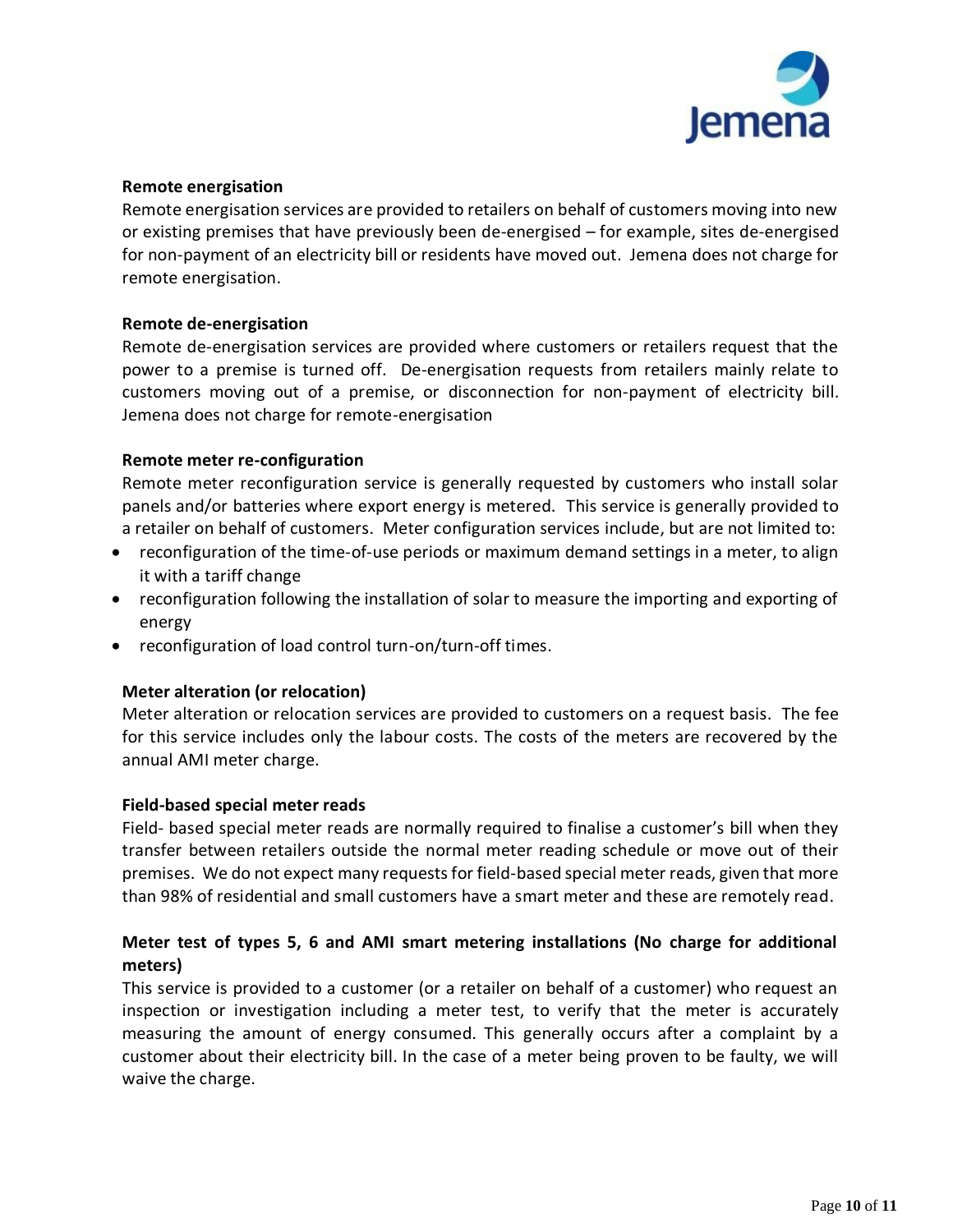**Remote energisation**

Remote energisation services are provided to retailers on behalf of customers moving into new or existing premises that have previously been de-energised – for example, sites de-energised for non-payment of an electricity bill or residents have moved out. Jemena does not charge for remote energisation.

**Remote de-energisation**

Remote de-energisation services are provided where customers or retailers request that the power to a premise is turned off. De-energisation requests from retailers mainly relate to customers moving out of a premise, or disconnection for non-payment of electricity bill. Jemena does not charge for remote-energisation

**Remote meter re-configuration**

Remote meter reconfiguration service is generally requested by customers who install solar panels and/or batteries where export energy is metered. This service is generally provided to a retailer on behalf of customers. Meter configuration services include, but are not limited to:

- reconfiguration of the time-of-use periods or maximum demand settings in a meter, to align it with a tariff change
- reconfiguration following the installation of solar to measure the importing and exporting of energy
- reconfiguration of load control turn-on/turn-off times.

**Meter alteration (or relocation)**

Meter alteration or relocation services are provided to customers on a request basis. The fee for this service includes only the labour costs. The costs of the meters are recovered by the annual AMI meter charge.

**Field-based special meter reads**

Field- based special meter reads are normally required to finalise a customer's bill when they transfer between retailers outside the normal meter reading schedule or move out of their premises. We do not expect many requests for field-based special meter reads, given that more than 98% of residential and small customers have a smart meter and these are remotely read.

**Meter test of types 5, 6 and AMI smart metering installations (No charge for additional meters)**

This service is provided to a customer (or a retailer on behalf of a customer) who request an inspection or investigation including a meter test, to verify that the meter is accurately measuring the amount of energy consumed. This generally occurs after a complaint by a customer about their electricity bill. In the case of a meter being proven to be faulty, we will waive the charge.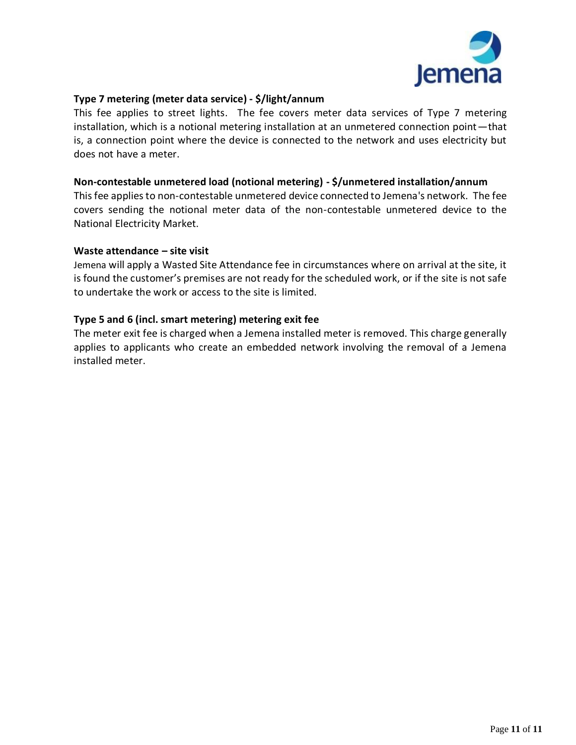**Type 7 metering (meter data service) - $/light/annum**

This fee applies to street lights. The fee covers meter data services of Type 7 metering installation, which is a notional metering installation at an unmetered connection point—that is, a connection point where the device is connected to the network and uses electricity but does not have a meter.

**Non-contestable unmetered load (notional metering) - $/unmetered installation/annum**

This fee applies to non-contestable unmetered device connected to Jemena's network. The fee covers sending the notional meter data of the non-contestable unmetered device to the National Electricity Market.

**Waste attendance – site visit**

Jemena will apply a Wasted Site Attendance fee in circumstances where on arrival at the site, it is found the customer's premises are not ready for the scheduled work, or if the site is not safe to undertake the work or access to the site is limited.

**Type 5 and 6 (incl. smart metering) metering exit fee**

The meter exit fee is charged when a Jemena installed meter is removed. This charge generally applies to applicants who create an embedded network involving the removal of a Jemena installed meter.